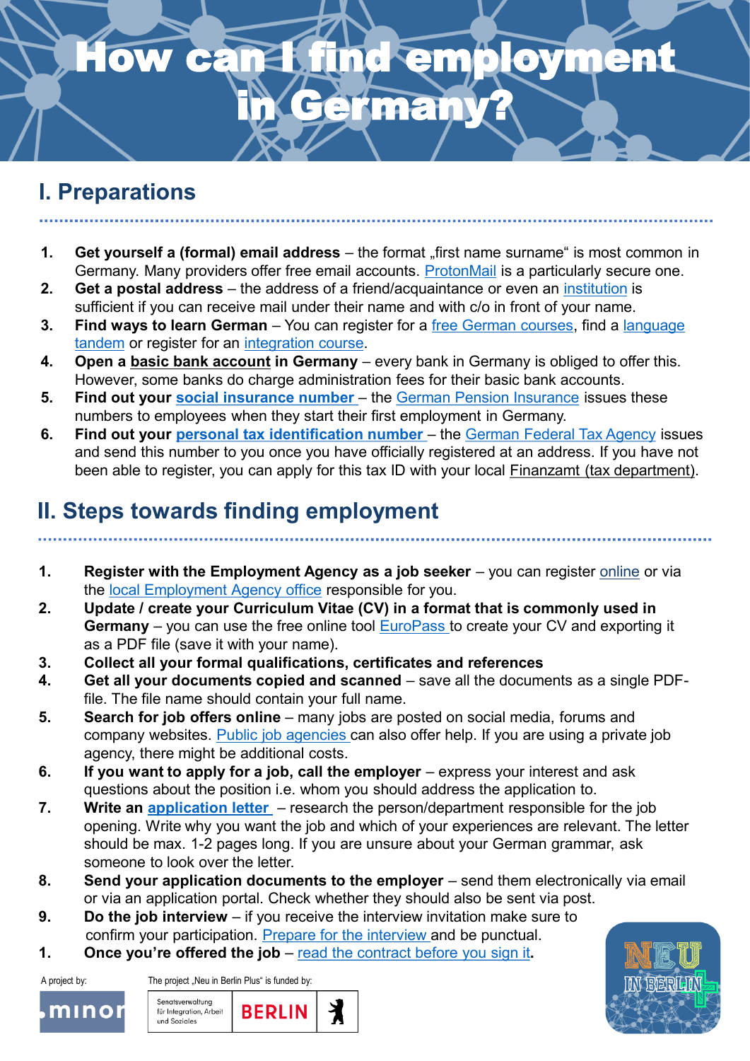# How can I find employment in Germany?

## I. Preparations

1. **Get yourself a (formal) email address** – the format „first name surname" is most common in Germany. Many providers offer free email accounts. ProtonMail is a particularly secure one.
2. **Get a postal address** – the address of a friend/acquaintance or even an institution is sufficient if you can receive mail under their name and with c/o in front of your name.
3. **Find ways to learn German** – You can register for a free German courses, find a language tandem or register for an integration course.
4. **Open a basic bank account in Germany** – every bank in Germany is obliged to offer this. However, some banks do charge administration fees for their basic bank accounts.
5. **Find out your social insurance number** – the German Pension Insurance issues these numbers to employees when they start their first employment in Germany.
6. **Find out your personal tax identification number** – the German Federal Tax Agency issues and send this number to you once you have officially registered at an address. If you have not been able to register, you can apply for this tax ID with your local Finanzamt (tax department).

## II. Steps towards finding employment

1. **Register with the Employment Agency as a job seeker** – you can register online or via the local Employment Agency office responsible for you.
2. **Update / create your Curriculum Vitae (CV) in a format that is commonly used in Germany** – you can use the free online tool EuroPass to create your CV and exporting it as a PDF file (save it with your name).
3. **Collect all your formal qualifications, certificates and references**
4. **Get all your documents copied and scanned** – save all the documents as a single PDF-file. The file name should contain your full name.
5. **Search for job offers online** – many jobs are posted on social media, forums and company websites. Public job agencies can also offer help. If you are using a private job agency, there might be additional costs.
6. **If you want to apply for a job, call the employer** – express your interest and ask questions about the position i.e. whom you should address the application to.
7. **Write an application letter** – research the person/department responsible for the job opening. Write why you want the job and which of your experiences are relevant. The letter should be max. 1-2 pages long. If you are unsure about your German grammar, ask someone to look over the letter.
8. **Send your application documents to the employer** – send them electronically via email or via an application portal. Check whether they should also be sent via post.
9. **Do the job interview** – if you receive the interview invitation make sure to confirm your participation. Prepare for the interview and be punctual.
1. **Once you're offered the job** – read the contract before you sign it**.**

A project by: minor

The project „Neu in Berlin Plus" is funded by: Senatsverwaltung für Integration, Arbeit und Soziales BERLIN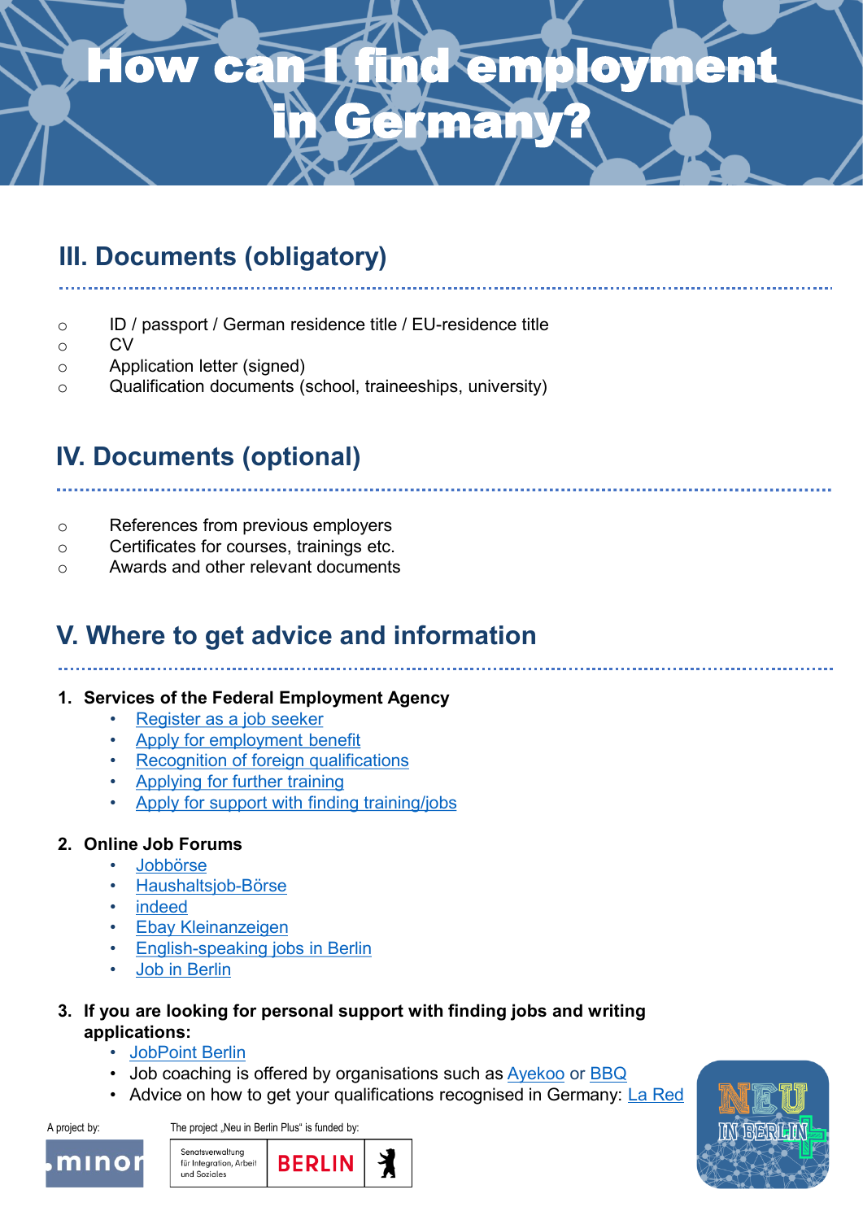# How can I find employment in Germany?

## III. Documents (obligatory)

- ID / passport / German residence title / EU-residence title
- CV
- Application letter (signed)
- Qualification documents (school, traineeships, university)

## IV. Documents (optional)

- References from previous employers
- Certificates for courses, trainings etc.
- Awards and other relevant documents

## V. Where to get advice and information

1. **Services of the Federal Employment Agency**
   - Register as a job seeker
   - Apply for employment benefit
   - Recognition of foreign qualifications
   - Applying for further training
   - Apply for support with finding training/jobs

2. **Online Job Forums**
   - Jobbörse
   - Haushaltsjob-Börse
   - indeed
   - Ebay Kleinanzeigen
   - English-speaking jobs in Berlin
   - Job in Berlin

3. **If you are looking for personal support with finding jobs and writing applications:**
   - JobPoint Berlin
   - Job coaching is offered by organisations such as Ayekoo or BBQ
   - Advice on how to get your qualifications recognised in Germany: La Red

A project by: minor

The project „Neu in Berlin Plus" is funded by: Senatsverwaltung für Integration, Arbeit und Soziales BERLIN

NEU IN BERLIN+